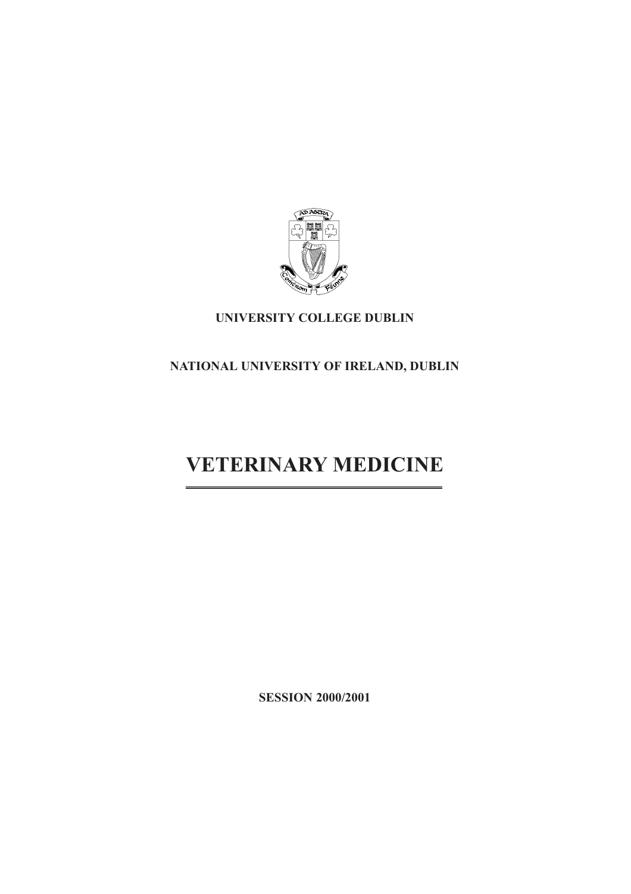UNIVERSITY COLLEGE DUBLIN

NATIONAL UNIVERSITY OF IRELAND, DUBLIN

# VETERINARY MEDICINE

SESSION 2000/2001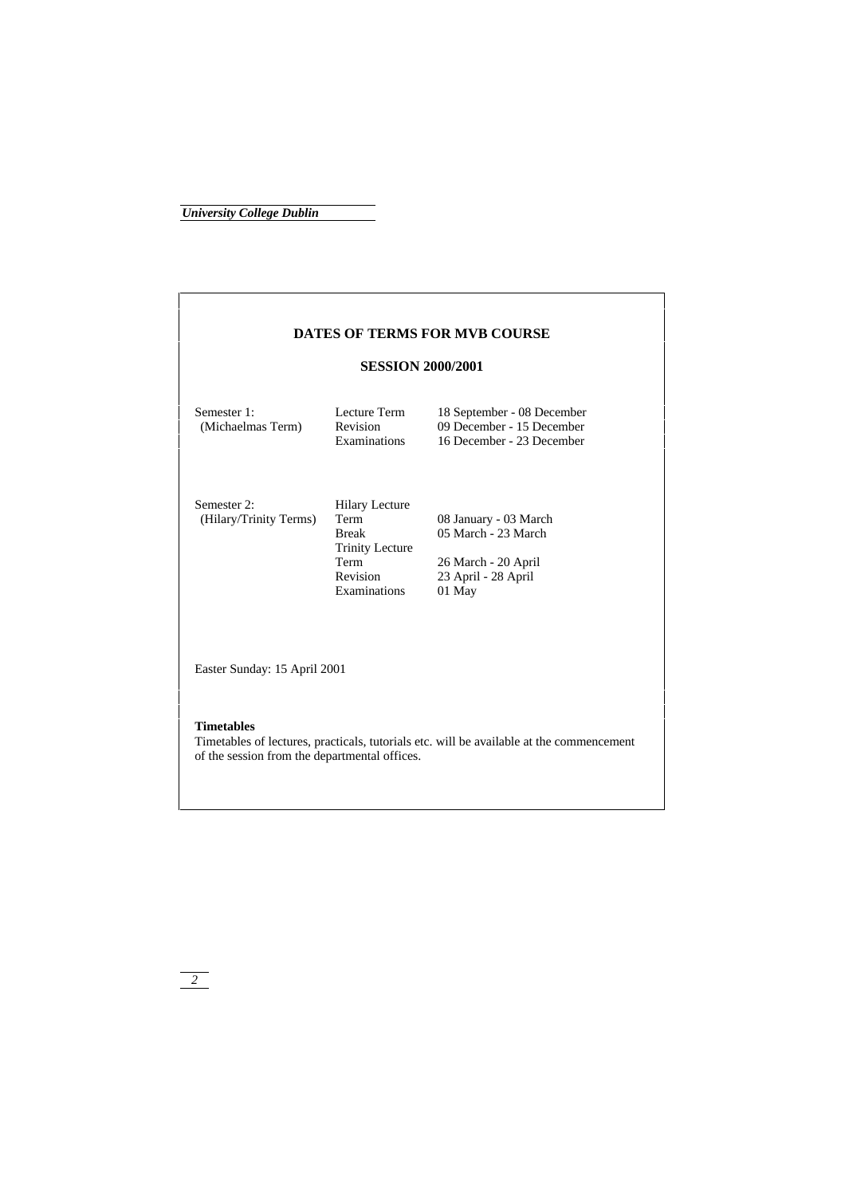## DATES OF TERMS FOR MVB COURSE

### SESSION 2000/2001

| | | |
|---|---|---|
| Semester 1: (Michaelmas Term) | Lecture Term | 18 September - 08 December |
| | Revision | 09 December - 15 December |
| | Examinations | 16 December - 23 December |
| Semester 2: (Hilary/Trinity Terms) | Hilary Lecture Term | 08 January - 03 March |
| | Break | 05 March - 23 March |
| | Trinity Lecture Term | 26 March - 20 April |
| | Revision | 23 April - 28 April |
| | Examinations | 01 May |

Easter Sunday: 15 April 2001

**Timetables**

Timetables of lectures, practicals, tutorials etc. will be available at the commencement of the session from the departmental offices.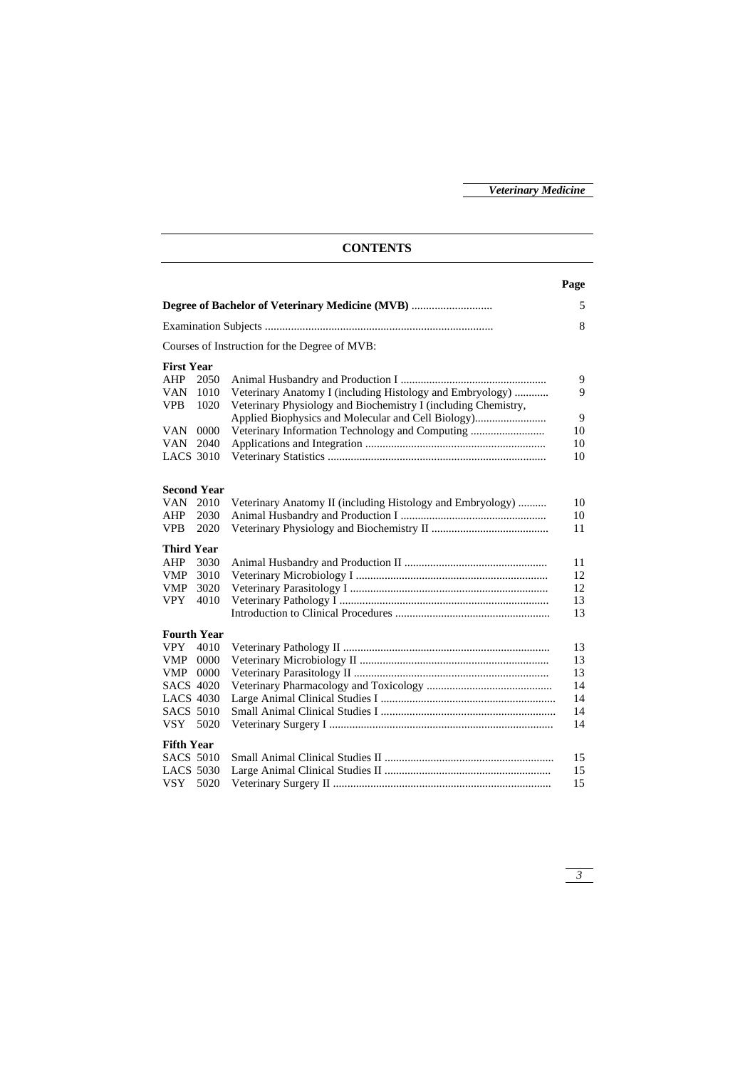# CONTENTS

| | | Page |
|---|---|---|
| **Degree of Bachelor of Veterinary Medicine (MVB)** | | 5 |
| Examination Subjects | | 8 |
| Courses of Instruction for the Degree of MVB: | | |
| **First Year** | | |
| AHP 2050 | Animal Husbandry and Production I | 9 |
| VAN 1010 | Veterinary Anatomy I (including Histology and Embryology) | 9 |
| VPB 1020 | Veterinary Physiology and Biochemistry I (including Chemistry, Applied Biophysics and Molecular and Cell Biology) | 9 |
| VAN 0000 | Veterinary Information Technology and Computing | 10 |
| VAN 2040 | Applications and Integration | 10 |
| LACS 3010 | Veterinary Statistics | 10 |
| **Second Year** | | |
| VAN 2010 | Veterinary Anatomy II (including Histology and Embryology) | 10 |
| AHP 2030 | Animal Husbandry and Production I | 10 |
| VPB 2020 | Veterinary Physiology and Biochemistry II | 11 |
| **Third Year** | | |
| AHP 3030 | Animal Husbandry and Production II | 11 |
| VMP 3010 | Veterinary Microbiology I | 12 |
| VMP 3020 | Veterinary Parasitology I | 12 |
| VPY 4010 | Veterinary Pathology I | 13 |
| | Introduction to Clinical Procedures | 13 |
| **Fourth Year** | | |
| VPY 4010 | Veterinary Pathology II | 13 |
| VMP 0000 | Veterinary Microbiology II | 13 |
| VMP 0000 | Veterinary Parasitology II | 13 |
| SACS 4020 | Veterinary Pharmacology and Toxicology | 14 |
| LACS 4030 | Large Animal Clinical Studies I | 14 |
| SACS 5010 | Small Animal Clinical Studies I | 14 |
| VSY 5020 | Veterinary Surgery I | 14 |
| **Fifth Year** | | |
| SACS 5010 | Small Animal Clinical Studies II | 15 |
| LACS 5030 | Large Animal Clinical Studies II | 15 |
| VSY 5020 | Veterinary Surgery II | 15 |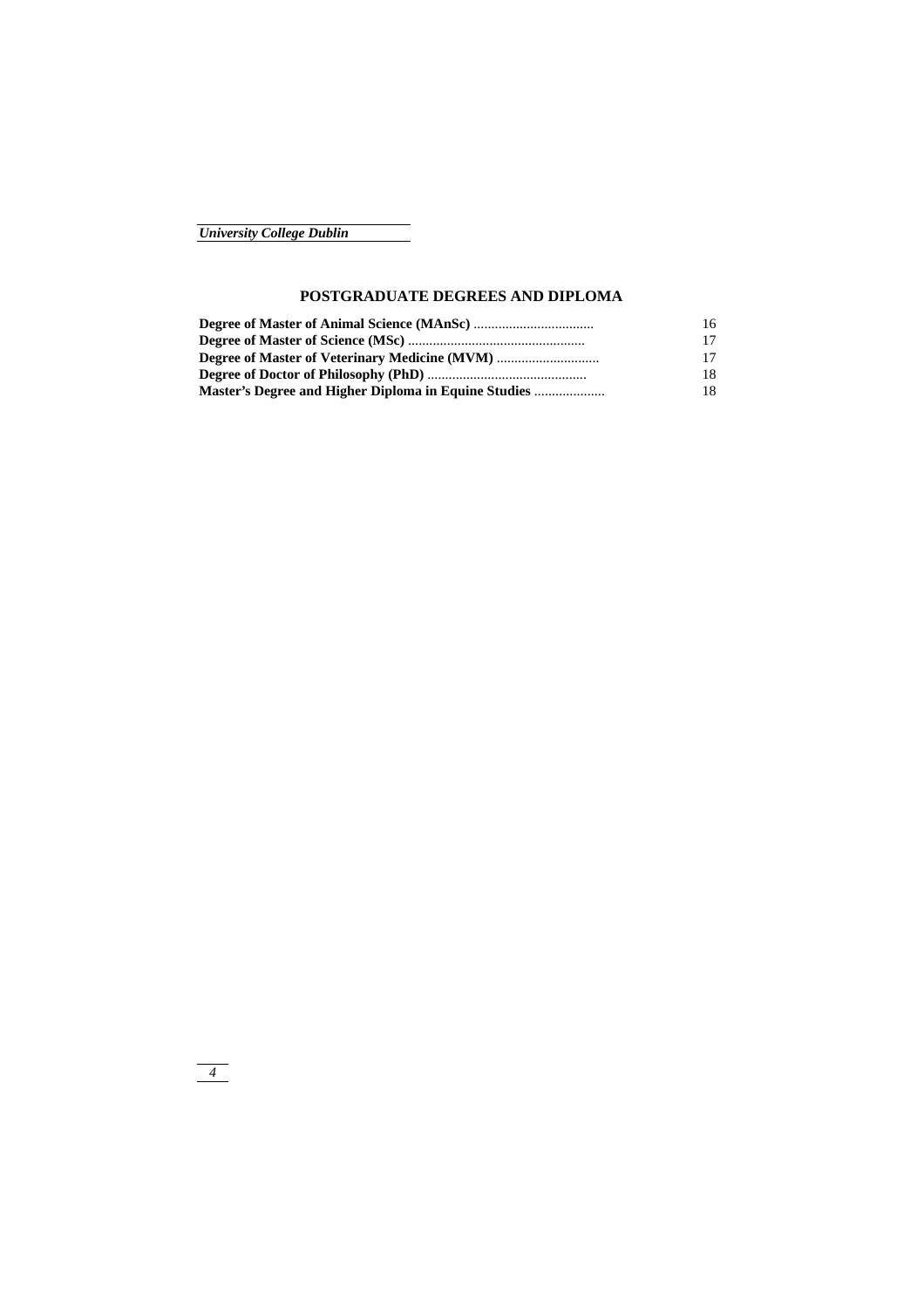## POSTGRADUATE DEGREES AND DIPLOMA

| | |
|---|---|
| **Degree of Master of Animal Science (MAnSc)** | 16 |
| **Degree of Master of Science (MSc)** | 17 |
| **Degree of Master of Veterinary Medicine (MVM)** | 17 |
| **Degree of Doctor of Philosophy (PhD)** | 18 |
| **Master's Degree and Higher Diploma in Equine Studies** | 18 |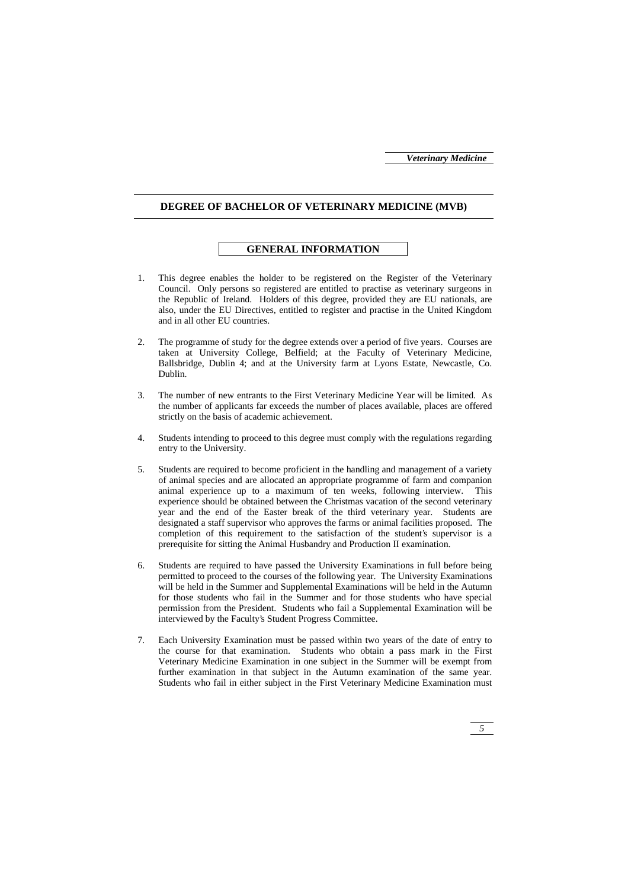## DEGREE OF BACHELOR OF VETERINARY MEDICINE (MVB)

### GENERAL INFORMATION

1. This degree enables the holder to be registered on the Register of the Veterinary Council. Only persons so registered are entitled to practise as veterinary surgeons in the Republic of Ireland. Holders of this degree, provided they are EU nationals, are also, under the EU Directives, entitled to register and practise in the United Kingdom and in all other EU countries.

2. The programme of study for the degree extends over a period of five years. Courses are taken at University College, Belfield; at the Faculty of Veterinary Medicine, Ballsbridge, Dublin 4; and at the University farm at Lyons Estate, Newcastle, Co. Dublin.

3. The number of new entrants to the First Veterinary Medicine Year will be limited. As the number of applicants far exceeds the number of places available, places are offered strictly on the basis of academic achievement.

4. Students intending to proceed to this degree must comply with the regulations regarding entry to the University.

5. Students are required to become proficient in the handling and management of a variety of animal species and are allocated an appropriate programme of farm and companion animal experience up to a maximum of ten weeks, following interview. This experience should be obtained between the Christmas vacation of the second veterinary year and the end of the Easter break of the third veterinary year. Students are designated a staff supervisor who approves the farms or animal facilities proposed. The completion of this requirement to the satisfaction of the student's supervisor is a prerequisite for sitting the Animal Husbandry and Production II examination.

6. Students are required to have passed the University Examinations in full before being permitted to proceed to the courses of the following year. The University Examinations will be held in the Summer and Supplemental Examinations will be held in the Autumn for those students who fail in the Summer and for those students who have special permission from the President. Students who fail a Supplemental Examination will be interviewed by the Faculty's Student Progress Committee.

7. Each University Examination must be passed within two years of the date of entry to the course for that examination. Students who obtain a pass mark in the First Veterinary Medicine Examination in one subject in the Summer will be exempt from further examination in that subject in the Autumn examination of the same year. Students who fail in either subject in the First Veterinary Medicine Examination must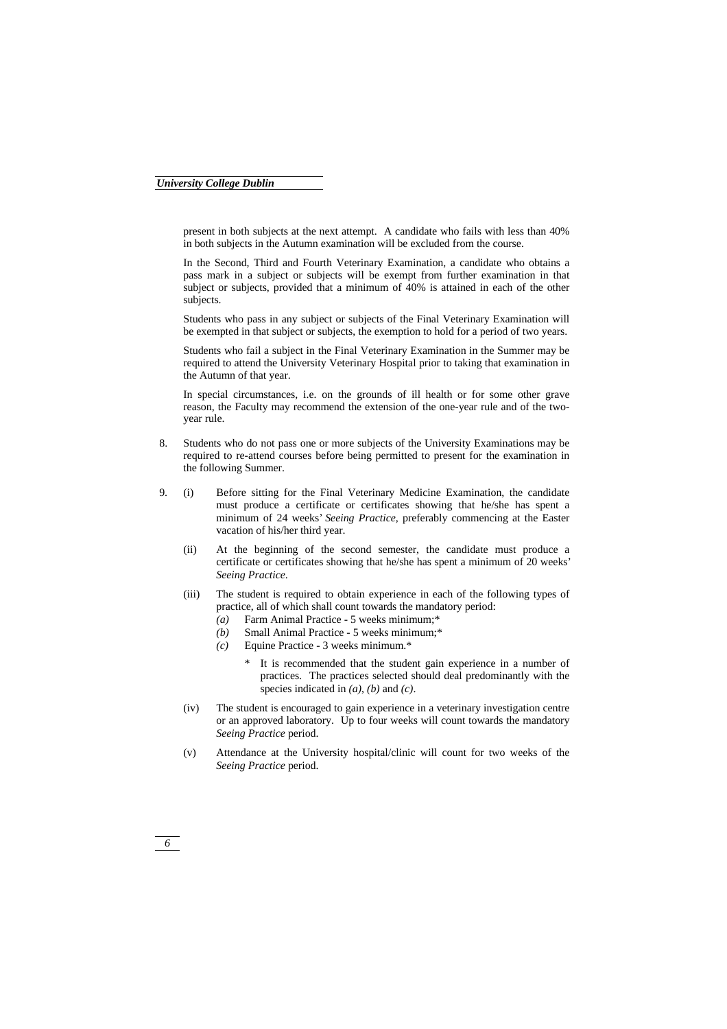present in both subjects at the next attempt. A candidate who fails with less than 40% in both subjects in the Autumn examination will be excluded from the course.

In the Second, Third and Fourth Veterinary Examination, a candidate who obtains a pass mark in a subject or subjects will be exempt from further examination in that subject or subjects, provided that a minimum of 40% is attained in each of the other subjects.

Students who pass in any subject or subjects of the Final Veterinary Examination will be exempted in that subject or subjects, the exemption to hold for a period of two years.

Students who fail a subject in the Final Veterinary Examination in the Summer may be required to attend the University Veterinary Hospital prior to taking that examination in the Autumn of that year.

In special circumstances, i.e. on the grounds of ill health or for some other grave reason, the Faculty may recommend the extension of the one-year rule and of the two-year rule.

8. Students who do not pass one or more subjects of the University Examinations may be required to re-attend courses before being permitted to present for the examination in the following Summer.

9. (i) Before sitting for the Final Veterinary Medicine Examination, the candidate must produce a certificate or certificates showing that he/she has spent a minimum of 24 weeks' *Seeing Practice*, preferably commencing at the Easter vacation of his/her third year.

   (ii) At the beginning of the second semester, the candidate must produce a certificate or certificates showing that he/she has spent a minimum of 20 weeks' *Seeing Practice*.

   (iii) The student is required to obtain experience in each of the following types of practice, all of which shall count towards the mandatory period:
   - *(a)* Farm Animal Practice - 5 weeks minimum;*
   - *(b)* Small Animal Practice - 5 weeks minimum;*
   - *(c)* Equine Practice - 3 weeks minimum.*

     \* It is recommended that the student gain experience in a number of practices. The practices selected should deal predominantly with the species indicated in *(a)*, *(b)* and *(c)*.

   (iv) The student is encouraged to gain experience in a veterinary investigation centre or an approved laboratory. Up to four weeks will count towards the mandatory *Seeing Practice* period.

   (v) Attendance at the University hospital/clinic will count for two weeks of the *Seeing Practice* period.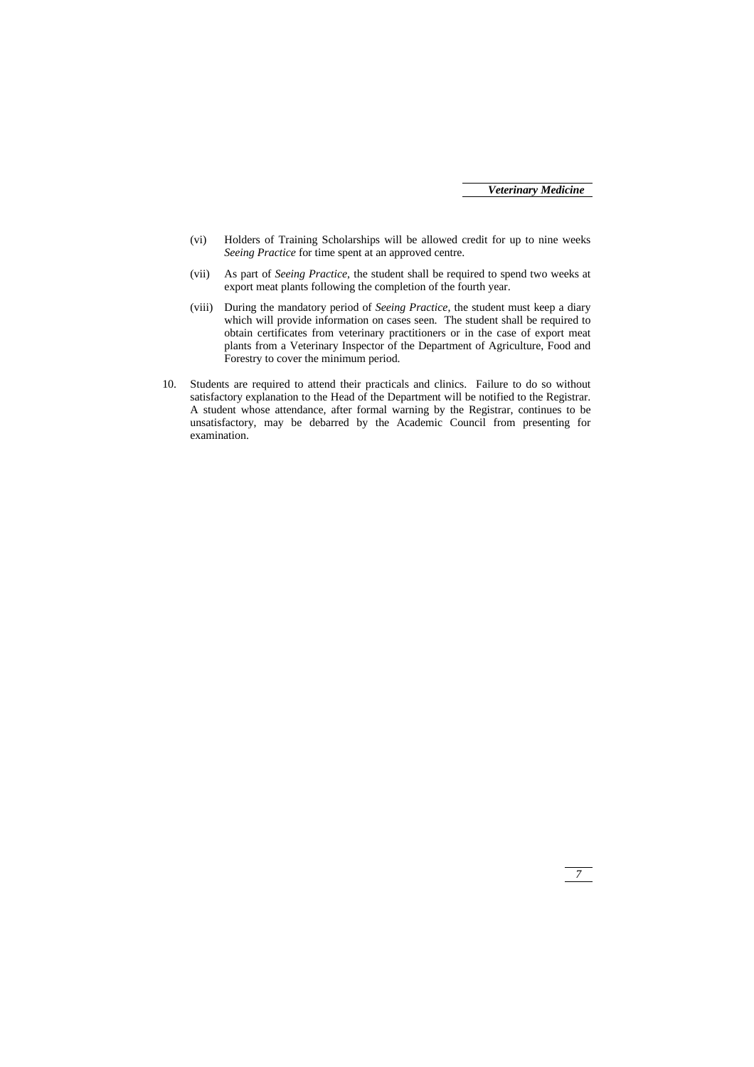(vi) Holders of Training Scholarships will be allowed credit for up to nine weeks *Seeing Practice* for time spent at an approved centre.

(vii) As part of *Seeing Practice*, the student shall be required to spend two weeks at export meat plants following the completion of the fourth year.

(viii) During the mandatory period of *Seeing Practice*, the student must keep a diary which will provide information on cases seen. The student shall be required to obtain certificates from veterinary practitioners or in the case of export meat plants from a Veterinary Inspector of the Department of Agriculture, Food and Forestry to cover the minimum period.

10. Students are required to attend their practicals and clinics. Failure to do so without satisfactory explanation to the Head of the Department will be notified to the Registrar. A student whose attendance, after formal warning by the Registrar, continues to be unsatisfactory, may be debarred by the Academic Council from presenting for examination.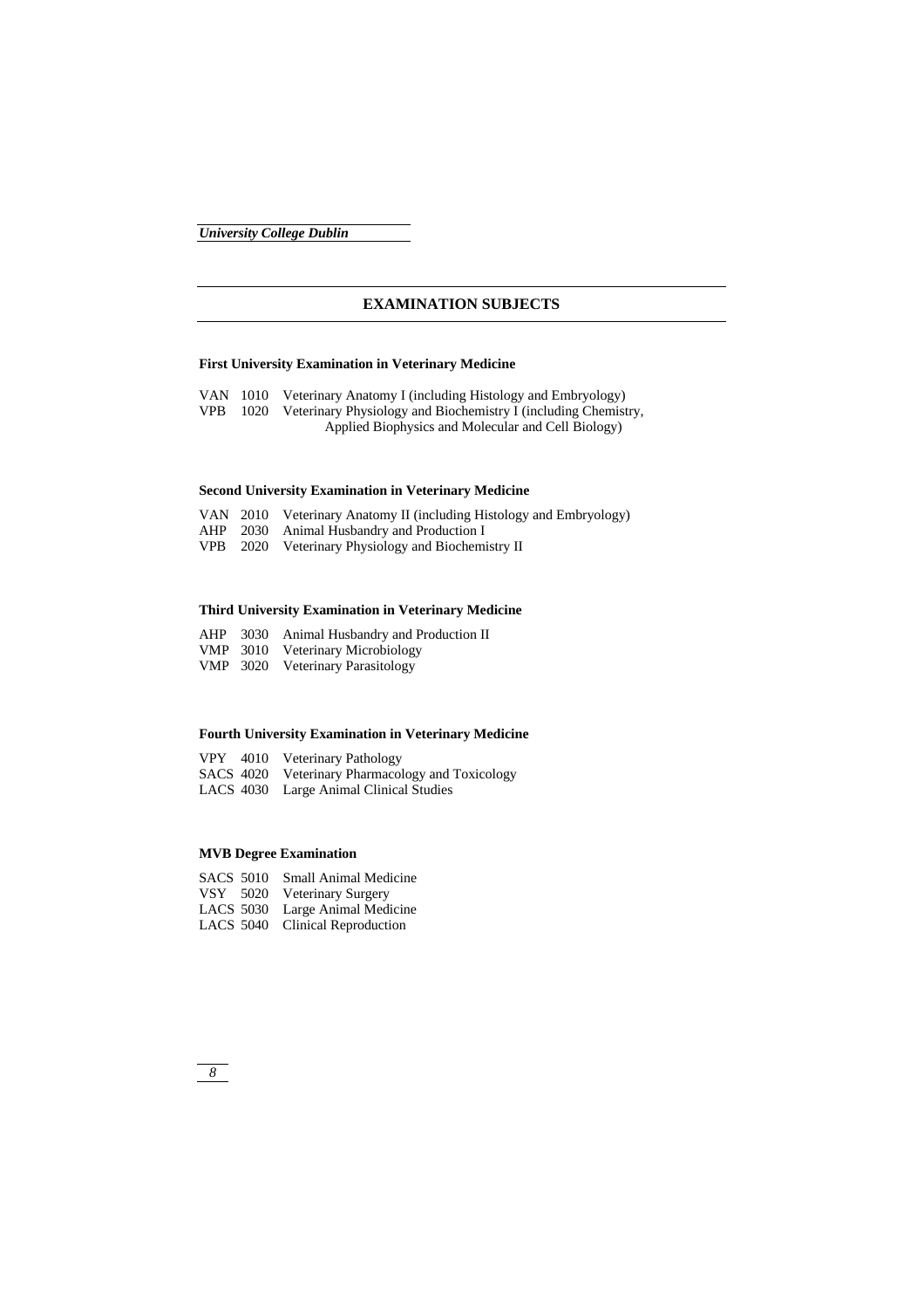## EXAMINATION SUBJECTS

### First University Examination in Veterinary Medicine

VAN 1010 Veterinary Anatomy I (including Histology and Embryology)
VPB 1020 Veterinary Physiology and Biochemistry I (including Chemistry, Applied Biophysics and Molecular and Cell Biology)

### Second University Examination in Veterinary Medicine

VAN 2010 Veterinary Anatomy II (including Histology and Embryology)
AHP 2030 Animal Husbandry and Production I
VPB 2020 Veterinary Physiology and Biochemistry II

### Third University Examination in Veterinary Medicine

AHP 3030 Animal Husbandry and Production II
VMP 3010 Veterinary Microbiology
VMP 3020 Veterinary Parasitology

### Fourth University Examination in Veterinary Medicine

VPY 4010 Veterinary Pathology
SACS 4020 Veterinary Pharmacology and Toxicology
LACS 4030 Large Animal Clinical Studies

### MVB Degree Examination

SACS 5010 Small Animal Medicine
VSY 5020 Veterinary Surgery
LACS 5030 Large Animal Medicine
LACS 5040 Clinical Reproduction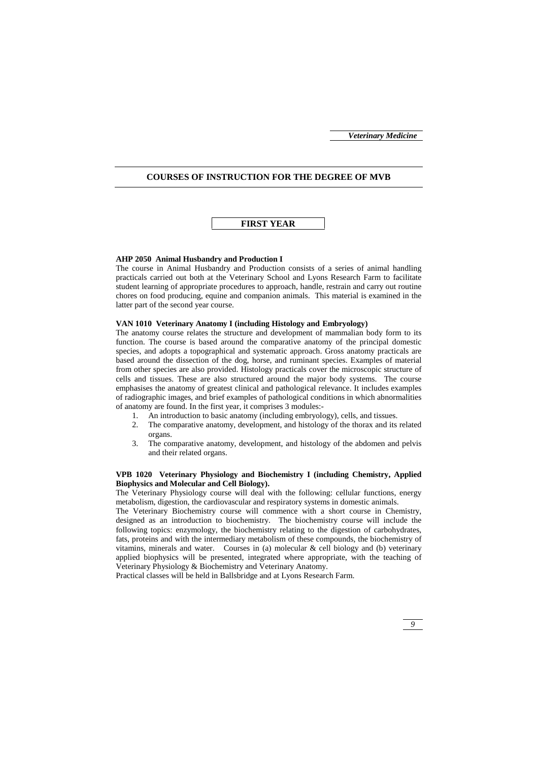# COURSES OF INSTRUCTION FOR THE DEGREE OF MVB

## FIRST YEAR

**AHP 2050 Animal Husbandry and Production I**

The course in Animal Husbandry and Production consists of a series of animal handling practicals carried out both at the Veterinary School and Lyons Research Farm to facilitate student learning of appropriate procedures to approach, handle, restrain and carry out routine chores on food producing, equine and companion animals. This material is examined in the latter part of the second year course.

**VAN 1010 Veterinary Anatomy I (including Histology and Embryology)**

The anatomy course relates the structure and development of mammalian body form to its function. The course is based around the comparative anatomy of the principal domestic species, and adopts a topographical and systematic approach. Gross anatomy practicals are based around the dissection of the dog, horse, and ruminant species. Examples of material from other species are also provided. Histology practicals cover the microscopic structure of cells and tissues. These are also structured around the major body systems. The course emphasises the anatomy of greatest clinical and pathological relevance. It includes examples of radiographic images, and brief examples of pathological conditions in which abnormalities of anatomy are found. In the first year, it comprises 3 modules:-

1. An introduction to basic anatomy (including embryology), cells, and tissues.
2. The comparative anatomy, development, and histology of the thorax and its related organs.
3. The comparative anatomy, development, and histology of the abdomen and pelvis and their related organs.

**VPB 1020 Veterinary Physiology and Biochemistry I (including Chemistry, Applied Biophysics and Molecular and Cell Biology).**

The Veterinary Physiology course will deal with the following: cellular functions, energy metabolism, digestion, the cardiovascular and respiratory systems in domestic animals.

The Veterinary Biochemistry course will commence with a short course in Chemistry, designed as an introduction to biochemistry. The biochemistry course will include the following topics: enzymology, the biochemistry relating to the digestion of carbohydrates, fats, proteins and with the intermediary metabolism of these compounds, the biochemistry of vitamins, minerals and water. Courses in (a) molecular & cell biology and (b) veterinary applied biophysics will be presented, integrated where appropriate, with the teaching of Veterinary Physiology & Biochemistry and Veterinary Anatomy.

Practical classes will be held in Ballsbridge and at Lyons Research Farm.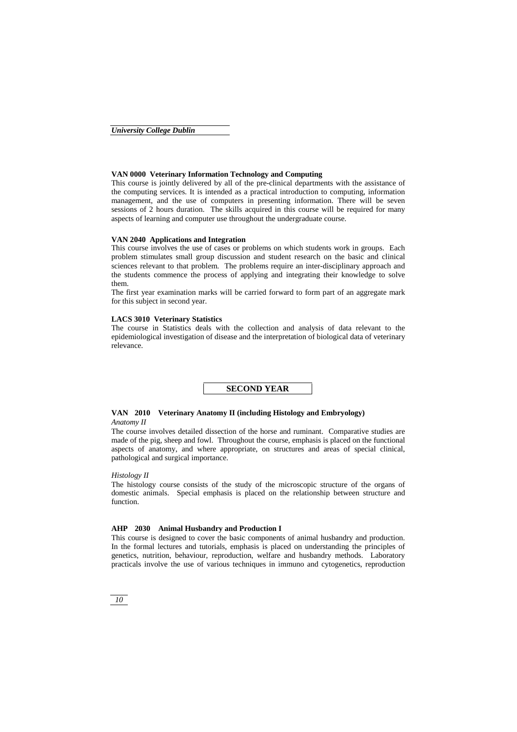### VAN 0000 Veterinary Information Technology and Computing

This course is jointly delivered by all of the pre-clinical departments with the assistance of the computing services. It is intended as a practical introduction to computing, information management, and the use of computers in presenting information. There will be seven sessions of 2 hours duration. The skills acquired in this course will be required for many aspects of learning and computer use throughout the undergraduate course.

### VAN 2040 Applications and Integration

This course involves the use of cases or problems on which students work in groups. Each problem stimulates small group discussion and student research on the basic and clinical sciences relevant to that problem. The problems require an inter-disciplinary approach and the students commence the process of applying and integrating their knowledge to solve them.

The first year examination marks will be carried forward to form part of an aggregate mark for this subject in second year.

### LACS 3010 Veterinary Statistics

The course in Statistics deals with the collection and analysis of data relevant to the epidemiological investigation of disease and the interpretation of biological data of veterinary relevance.

## SECOND YEAR

### VAN 2010 Veterinary Anatomy II (including Histology and Embryology)

*Anatomy II*

The course involves detailed dissection of the horse and ruminant. Comparative studies are made of the pig, sheep and fowl. Throughout the course, emphasis is placed on the functional aspects of anatomy, and where appropriate, on structures and areas of special clinical, pathological and surgical importance.

*Histology II*

The histology course consists of the study of the microscopic structure of the organs of domestic animals. Special emphasis is placed on the relationship between structure and function.

### AHP 2030 Animal Husbandry and Production I

This course is designed to cover the basic components of animal husbandry and production. In the formal lectures and tutorials, emphasis is placed on understanding the principles of genetics, nutrition, behaviour, reproduction, welfare and husbandry methods. Laboratory practicals involve the use of various techniques in immuno and cytogenetics, reproduction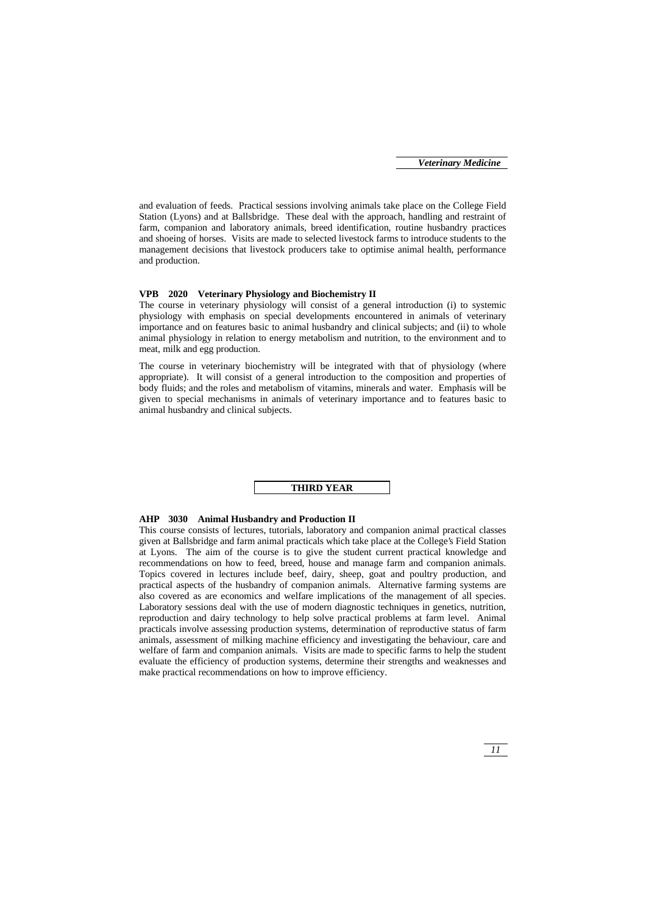and evaluation of feeds. Practical sessions involving animals take place on the College Field Station (Lyons) and at Ballsbridge. These deal with the approach, handling and restraint of farm, companion and laboratory animals, breed identification, routine husbandry practices and shoeing of horses. Visits are made to selected livestock farms to introduce students to the management decisions that livestock producers take to optimise animal health, performance and production.

**VPB 2020 Veterinary Physiology and Biochemistry II**

The course in veterinary physiology will consist of a general introduction (i) to systemic physiology with emphasis on special developments encountered in animals of veterinary importance and on features basic to animal husbandry and clinical subjects; and (ii) to whole animal physiology in relation to energy metabolism and nutrition, to the environment and to meat, milk and egg production.

The course in veterinary biochemistry will be integrated with that of physiology (where appropriate). It will consist of a general introduction to the composition and properties of body fluids; and the roles and metabolism of vitamins, minerals and water. Emphasis will be given to special mechanisms in animals of veterinary importance and to features basic to animal husbandry and clinical subjects.

## THIRD YEAR

**AHP 3030 Animal Husbandry and Production II**

This course consists of lectures, tutorials, laboratory and companion animal practical classes given at Ballsbridge and farm animal practicals which take place at the College's Field Station at Lyons. The aim of the course is to give the student current practical knowledge and recommendations on how to feed, breed, house and manage farm and companion animals. Topics covered in lectures include beef, dairy, sheep, goat and poultry production, and practical aspects of the husbandry of companion animals. Alternative farming systems are also covered as are economics and welfare implications of the management of all species. Laboratory sessions deal with the use of modern diagnostic techniques in genetics, nutrition, reproduction and dairy technology to help solve practical problems at farm level. Animal practicals involve assessing production systems, determination of reproductive status of farm animals, assessment of milking machine efficiency and investigating the behaviour, care and welfare of farm and companion animals. Visits are made to specific farms to help the student evaluate the efficiency of production systems, determine their strengths and weaknesses and make practical recommendations on how to improve efficiency.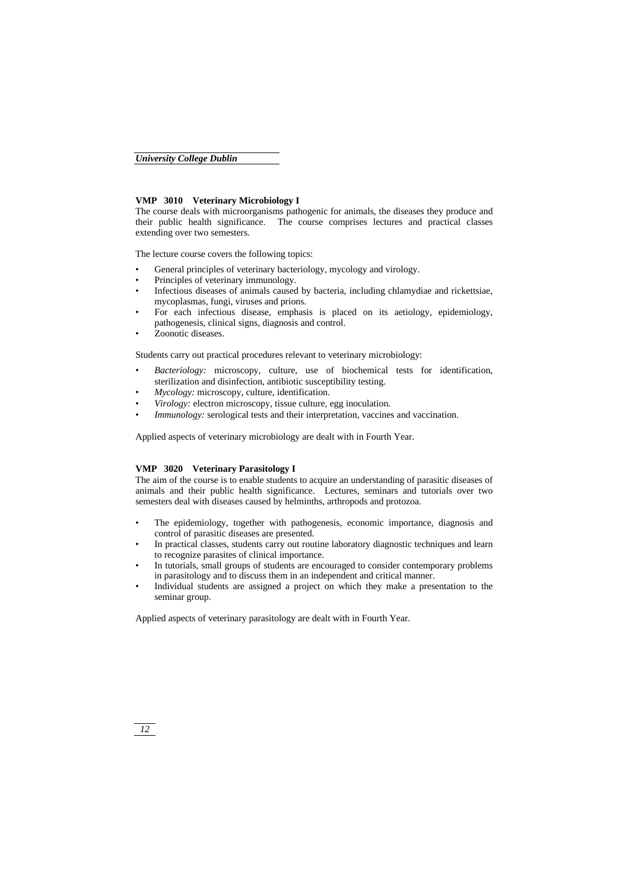### VMP 3010 Veterinary Microbiology I

The course deals with microorganisms pathogenic for animals, the diseases they produce and their public health significance. The course comprises lectures and practical classes extending over two semesters.

The lecture course covers the following topics:

- General principles of veterinary bacteriology, mycology and virology.
- Principles of veterinary immunology.
- Infectious diseases of animals caused by bacteria, including chlamydiae and rickettsiae, mycoplasmas, fungi, viruses and prions.
- For each infectious disease, emphasis is placed on its aetiology, epidemiology, pathogenesis, clinical signs, diagnosis and control.
- Zoonotic diseases.

Students carry out practical procedures relevant to veterinary microbiology:

- *Bacteriology:* microscopy, culture, use of biochemical tests for identification, sterilization and disinfection, antibiotic susceptibility testing.
- *Mycology:* microscopy, culture, identification.
- *Virology:* electron microscopy, tissue culture, egg inoculation.
- *Immunology:* serological tests and their interpretation, vaccines and vaccination.

Applied aspects of veterinary microbiology are dealt with in Fourth Year.

### VMP 3020 Veterinary Parasitology I

The aim of the course is to enable students to acquire an understanding of parasitic diseases of animals and their public health significance. Lectures, seminars and tutorials over two semesters deal with diseases caused by helminths, arthropods and protozoa.

- The epidemiology, together with pathogenesis, economic importance, diagnosis and control of parasitic diseases are presented.
- In practical classes, students carry out routine laboratory diagnostic techniques and learn to recognize parasites of clinical importance.
- In tutorials, small groups of students are encouraged to consider contemporary problems in parasitology and to discuss them in an independent and critical manner.
- Individual students are assigned a project on which they make a presentation to the seminar group.

Applied aspects of veterinary parasitology are dealt with in Fourth Year.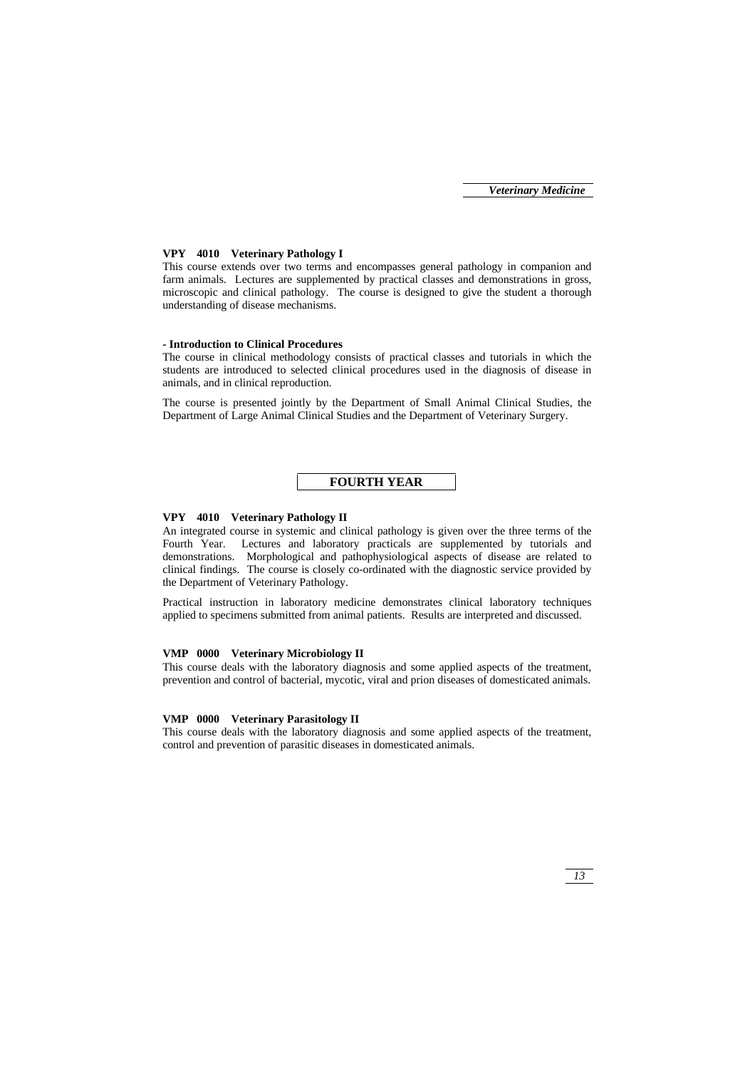**VPY 4010 Veterinary Pathology I**

This course extends over two terms and encompasses general pathology in companion and farm animals. Lectures are supplemented by practical classes and demonstrations in gross, microscopic and clinical pathology. The course is designed to give the student a thorough understanding of disease mechanisms.

**- Introduction to Clinical Procedures**

The course in clinical methodology consists of practical classes and tutorials in which the students are introduced to selected clinical procedures used in the diagnosis of disease in animals, and in clinical reproduction.

The course is presented jointly by the Department of Small Animal Clinical Studies, the Department of Large Animal Clinical Studies and the Department of Veterinary Surgery.

## FOURTH YEAR

**VPY 4010 Veterinary Pathology II**

An integrated course in systemic and clinical pathology is given over the three terms of the Fourth Year. Lectures and laboratory practicals are supplemented by tutorials and demonstrations. Morphological and pathophysiological aspects of disease are related to clinical findings. The course is closely co-ordinated with the diagnostic service provided by the Department of Veterinary Pathology.

Practical instruction in laboratory medicine demonstrates clinical laboratory techniques applied to specimens submitted from animal patients. Results are interpreted and discussed.

**VMP 0000 Veterinary Microbiology II**

This course deals with the laboratory diagnosis and some applied aspects of the treatment, prevention and control of bacterial, mycotic, viral and prion diseases of domesticated animals.

**VMP 0000 Veterinary Parasitology II**

This course deals with the laboratory diagnosis and some applied aspects of the treatment, control and prevention of parasitic diseases in domesticated animals.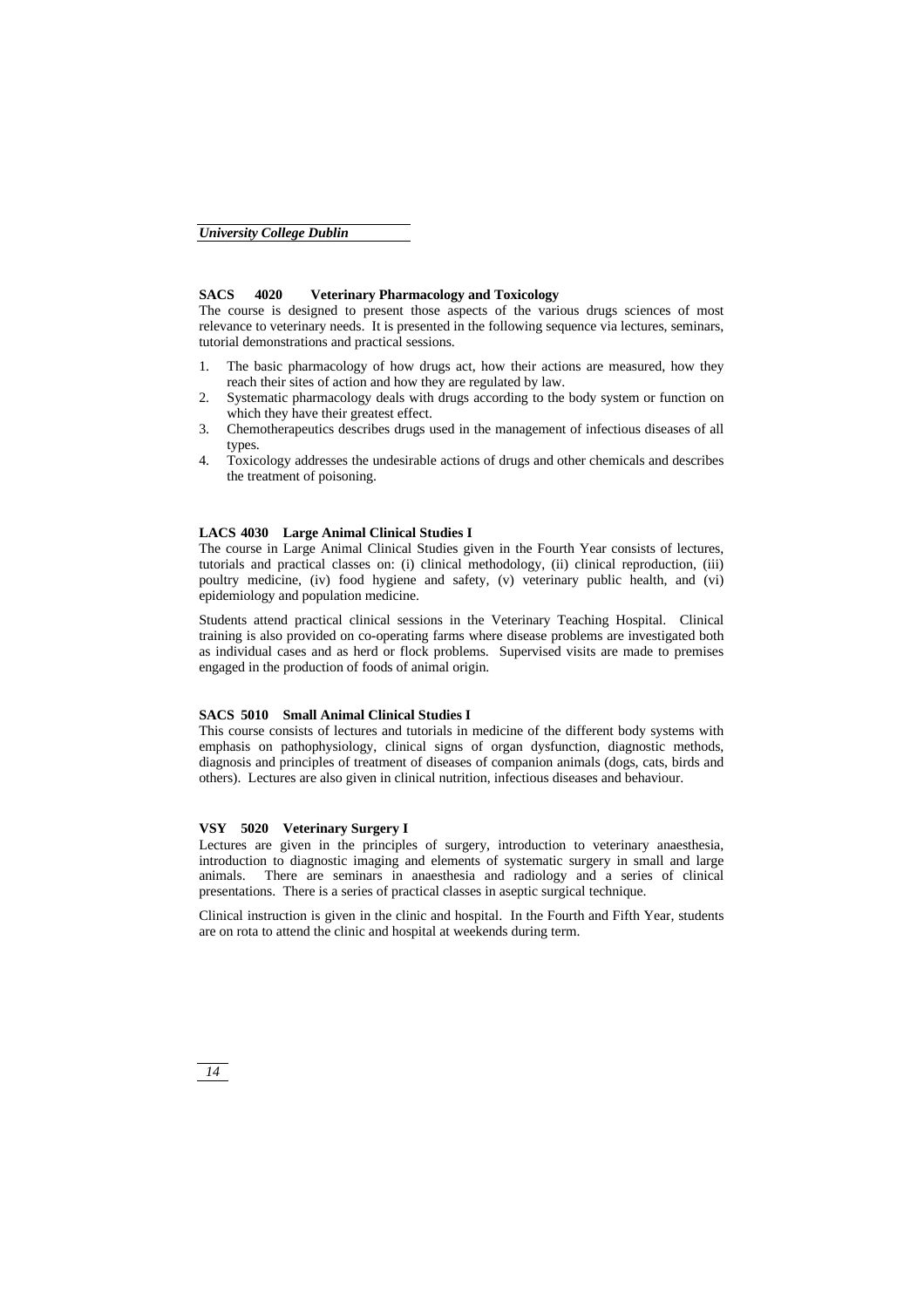### SACS 4020 Veterinary Pharmacology and Toxicology

The course is designed to present those aspects of the various drugs sciences of most relevance to veterinary needs. It is presented in the following sequence via lectures, seminars, tutorial demonstrations and practical sessions.

1. The basic pharmacology of how drugs act, how their actions are measured, how they reach their sites of action and how they are regulated by law.
2. Systematic pharmacology deals with drugs according to the body system or function on which they have their greatest effect.
3. Chemotherapeutics describes drugs used in the management of infectious diseases of all types.
4. Toxicology addresses the undesirable actions of drugs and other chemicals and describes the treatment of poisoning.

### LACS 4030 Large Animal Clinical Studies I

The course in Large Animal Clinical Studies given in the Fourth Year consists of lectures, tutorials and practical classes on: (i) clinical methodology, (ii) clinical reproduction, (iii) poultry medicine, (iv) food hygiene and safety, (v) veterinary public health, and (vi) epidemiology and population medicine.

Students attend practical clinical sessions in the Veterinary Teaching Hospital. Clinical training is also provided on co-operating farms where disease problems are investigated both as individual cases and as herd or flock problems. Supervised visits are made to premises engaged in the production of foods of animal origin.

### SACS 5010 Small Animal Clinical Studies I

This course consists of lectures and tutorials in medicine of the different body systems with emphasis on pathophysiology, clinical signs of organ dysfunction, diagnostic methods, diagnosis and principles of treatment of diseases of companion animals (dogs, cats, birds and others). Lectures are also given in clinical nutrition, infectious diseases and behaviour.

### VSY 5020 Veterinary Surgery I

Lectures are given in the principles of surgery, introduction to veterinary anaesthesia, introduction to diagnostic imaging and elements of systematic surgery in small and large animals. There are seminars in anaesthesia and radiology and a series of clinical presentations. There is a series of practical classes in aseptic surgical technique.

Clinical instruction is given in the clinic and hospital. In the Fourth and Fifth Year, students are on rota to attend the clinic and hospital at weekends during term.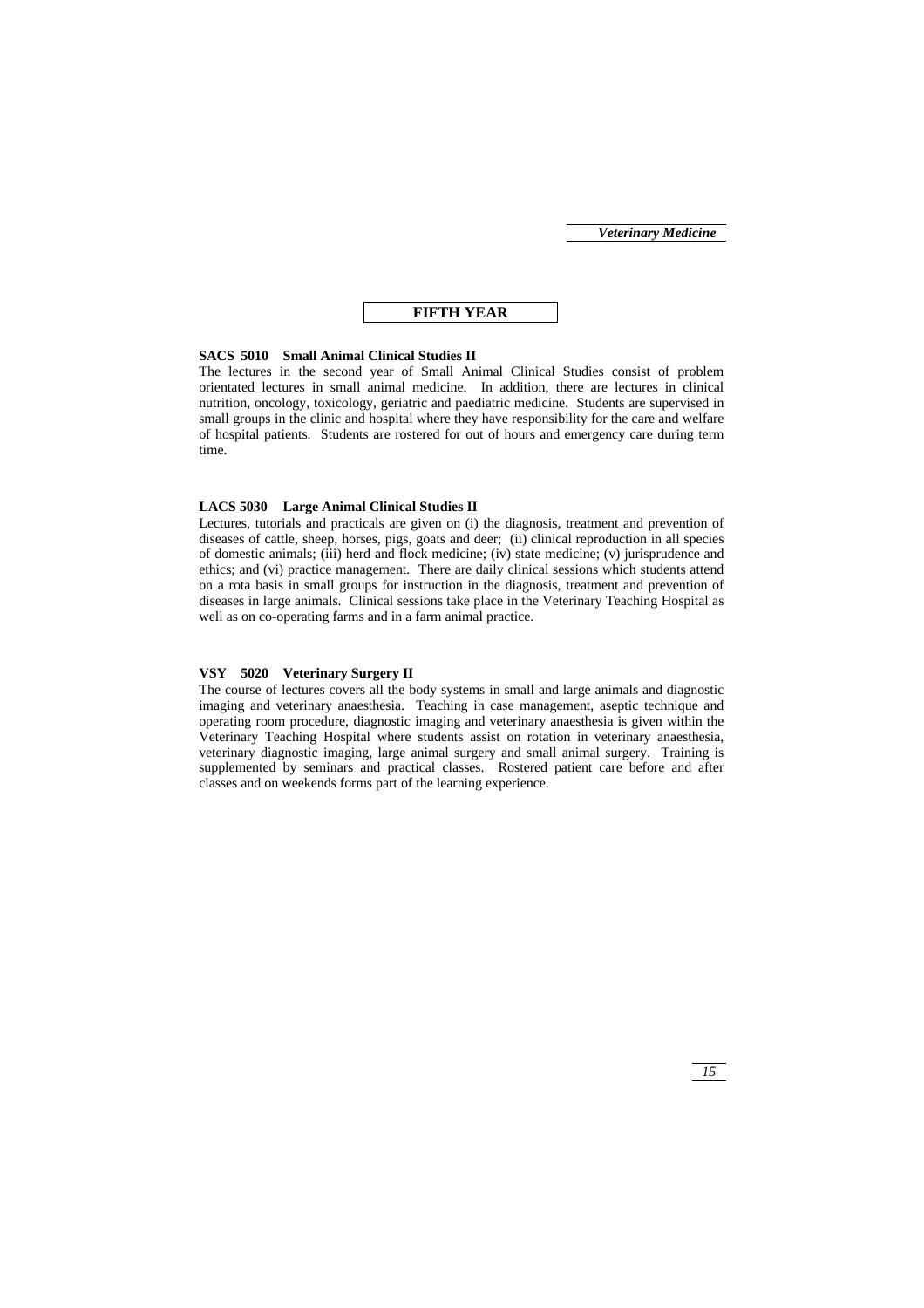## FIFTH YEAR

### SACS 5010 Small Animal Clinical Studies II

The lectures in the second year of Small Animal Clinical Studies consist of problem orientated lectures in small animal medicine. In addition, there are lectures in clinical nutrition, oncology, toxicology, geriatric and paediatric medicine. Students are supervised in small groups in the clinic and hospital where they have responsibility for the care and welfare of hospital patients. Students are rostered for out of hours and emergency care during term time.

### LACS 5030 Large Animal Clinical Studies II

Lectures, tutorials and practicals are given on (i) the diagnosis, treatment and prevention of diseases of cattle, sheep, horses, pigs, goats and deer; (ii) clinical reproduction in all species of domestic animals; (iii) herd and flock medicine; (iv) state medicine; (v) jurisprudence and ethics; and (vi) practice management. There are daily clinical sessions which students attend on a rota basis in small groups for instruction in the diagnosis, treatment and prevention of diseases in large animals. Clinical sessions take place in the Veterinary Teaching Hospital as well as on co-operating farms and in a farm animal practice.

### VSY 5020 Veterinary Surgery II

The course of lectures covers all the body systems in small and large animals and diagnostic imaging and veterinary anaesthesia. Teaching in case management, aseptic technique and operating room procedure, diagnostic imaging and veterinary anaesthesia is given within the Veterinary Teaching Hospital where students assist on rotation in veterinary anaesthesia, veterinary diagnostic imaging, large animal surgery and small animal surgery. Training is supplemented by seminars and practical classes. Rostered patient care before and after classes and on weekends forms part of the learning experience.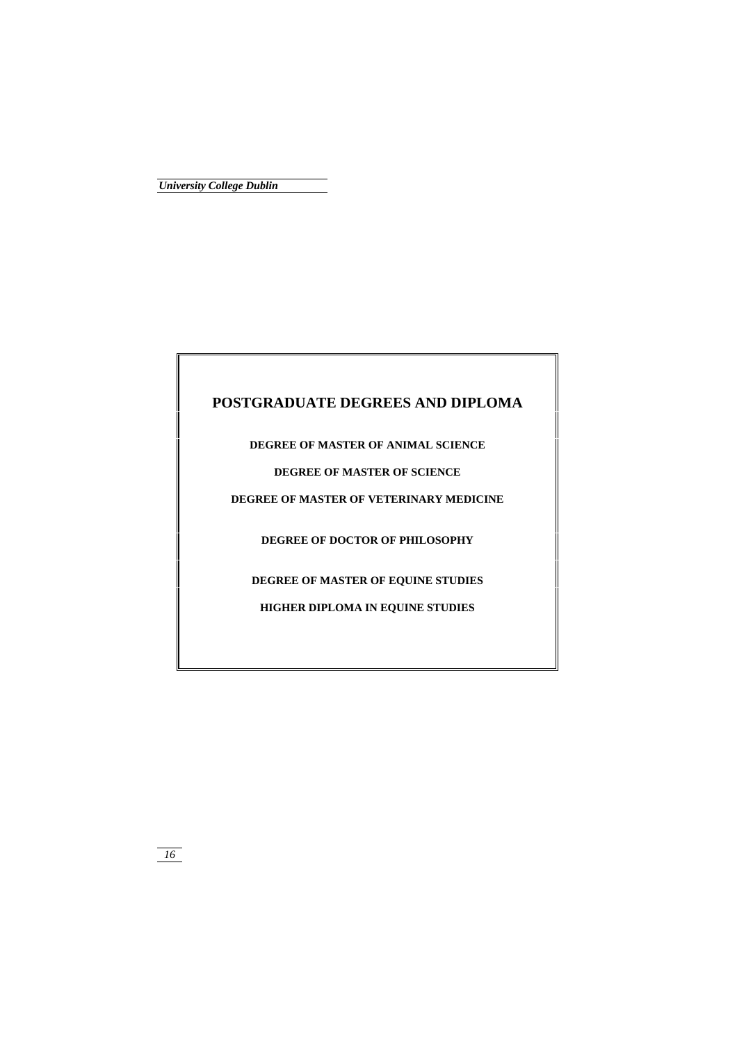# POSTGRADUATE DEGREES AND DIPLOMA

**DEGREE OF MASTER OF ANIMAL SCIENCE**

**DEGREE OF MASTER OF SCIENCE**

**DEGREE OF MASTER OF VETERINARY MEDICINE**

**DEGREE OF DOCTOR OF PHILOSOPHY**

**DEGREE OF MASTER OF EQUINE STUDIES**

**HIGHER DIPLOMA IN EQUINE STUDIES**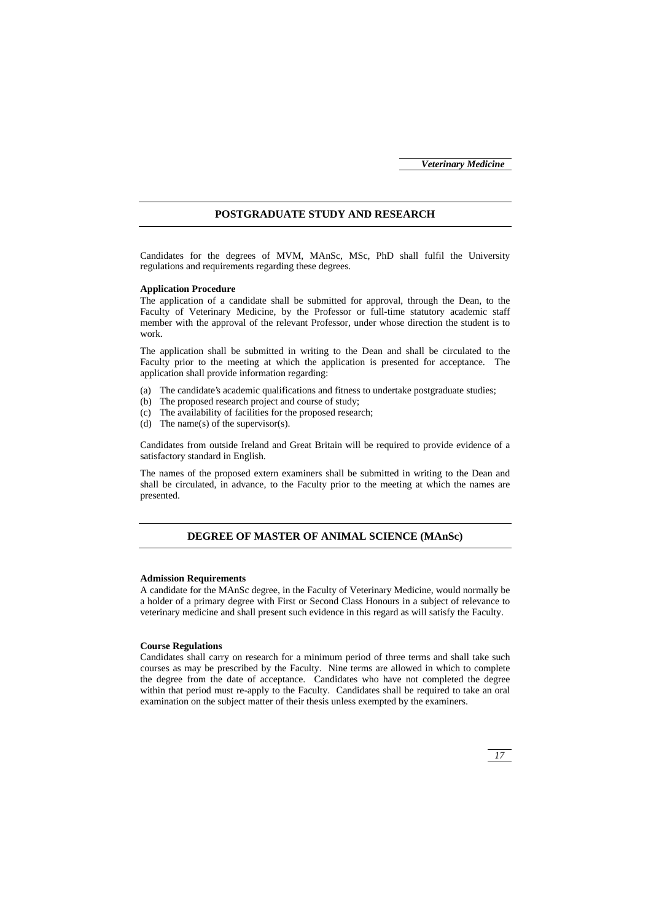## POSTGRADUATE STUDY AND RESEARCH

Candidates for the degrees of MVM, MAnSc, MSc, PhD shall fulfil the University regulations and requirements regarding these degrees.

**Application Procedure**

The application of a candidate shall be submitted for approval, through the Dean, to the Faculty of Veterinary Medicine, by the Professor or full-time statutory academic staff member with the approval of the relevant Professor, under whose direction the student is to work.

The application shall be submitted in writing to the Dean and shall be circulated to the Faculty prior to the meeting at which the application is presented for acceptance. The application shall provide information regarding:

(a) The candidate's academic qualifications and fitness to undertake postgraduate studies;
(b) The proposed research project and course of study;
(c) The availability of facilities for the proposed research;
(d) The name(s) of the supervisor(s).

Candidates from outside Ireland and Great Britain will be required to provide evidence of a satisfactory standard in English.

The names of the proposed extern examiners shall be submitted in writing to the Dean and shall be circulated, in advance, to the Faculty prior to the meeting at which the names are presented.

## DEGREE OF MASTER OF ANIMAL SCIENCE (MAnSc)

**Admission Requirements**

A candidate for the MAnSc degree, in the Faculty of Veterinary Medicine, would normally be a holder of a primary degree with First or Second Class Honours in a subject of relevance to veterinary medicine and shall present such evidence in this regard as will satisfy the Faculty.

**Course Regulations**

Candidates shall carry on research for a minimum period of three terms and shall take such courses as may be prescribed by the Faculty. Nine terms are allowed in which to complete the degree from the date of acceptance. Candidates who have not completed the degree within that period must re-apply to the Faculty. Candidates shall be required to take an oral examination on the subject matter of their thesis unless exempted by the examiners.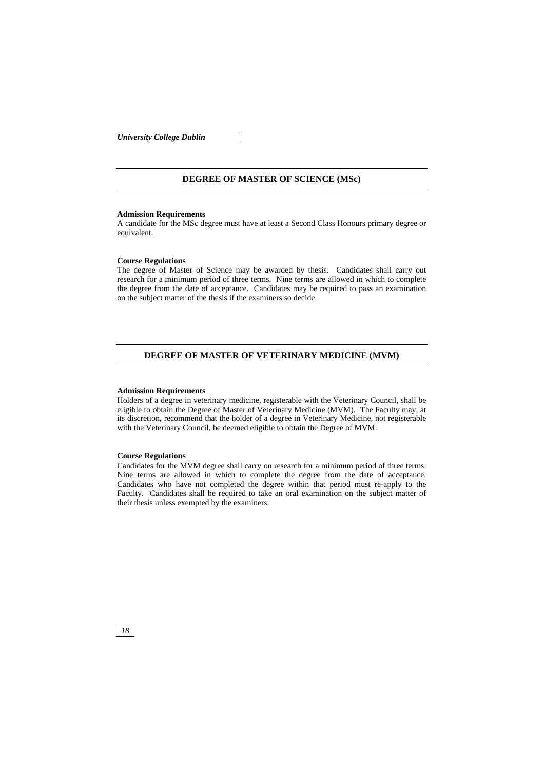## DEGREE OF MASTER OF SCIENCE (MSc)

**Admission Requirements**

A candidate for the MSc degree must have at least a Second Class Honours primary degree or equivalent.

**Course Regulations**

The degree of Master of Science may be awarded by thesis. Candidates shall carry out research for a minimum period of three terms. Nine terms are allowed in which to complete the degree from the date of acceptance. Candidates may be required to pass an examination on the subject matter of the thesis if the examiners so decide.

## DEGREE OF MASTER OF VETERINARY MEDICINE (MVM)

**Admission Requirements**

Holders of a degree in veterinary medicine, registerable with the Veterinary Council, shall be eligible to obtain the Degree of Master of Veterinary Medicine (MVM). The Faculty may, at its discretion, recommend that the holder of a degree in Veterinary Medicine, not registerable with the Veterinary Council, be deemed eligible to obtain the Degree of MVM.

**Course Regulations**

Candidates for the MVM degree shall carry on research for a minimum period of three terms. Nine terms are allowed in which to complete the degree from the date of acceptance. Candidates who have not completed the degree within that period must re-apply to the Faculty. Candidates shall be required to take an oral examination on the subject matter of their thesis unless exempted by the examiners.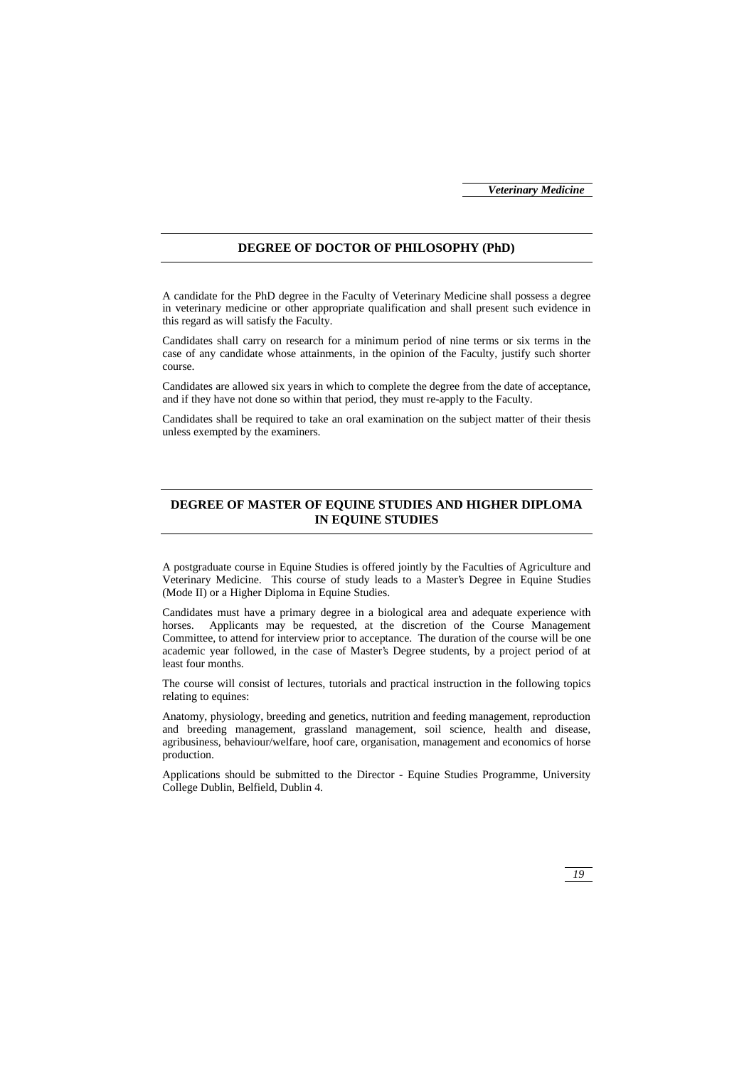## DEGREE OF DOCTOR OF PHILOSOPHY (PhD)

A candidate for the PhD degree in the Faculty of Veterinary Medicine shall possess a degree in veterinary medicine or other appropriate qualification and shall present such evidence in this regard as will satisfy the Faculty.

Candidates shall carry on research for a minimum period of nine terms or six terms in the case of any candidate whose attainments, in the opinion of the Faculty, justify such shorter course.

Candidates are allowed six years in which to complete the degree from the date of acceptance, and if they have not done so within that period, they must re-apply to the Faculty.

Candidates shall be required to take an oral examination on the subject matter of their thesis unless exempted by the examiners.

## DEGREE OF MASTER OF EQUINE STUDIES AND HIGHER DIPLOMA IN EQUINE STUDIES

A postgraduate course in Equine Studies is offered jointly by the Faculties of Agriculture and Veterinary Medicine. This course of study leads to a Master's Degree in Equine Studies (Mode II) or a Higher Diploma in Equine Studies.

Candidates must have a primary degree in a biological area and adequate experience with horses. Applicants may be requested, at the discretion of the Course Management Committee, to attend for interview prior to acceptance. The duration of the course will be one academic year followed, in the case of Master's Degree students, by a project period of at least four months.

The course will consist of lectures, tutorials and practical instruction in the following topics relating to equines:

Anatomy, physiology, breeding and genetics, nutrition and feeding management, reproduction and breeding management, grassland management, soil science, health and disease, agribusiness, behaviour/welfare, hoof care, organisation, management and economics of horse production.

Applications should be submitted to the Director - Equine Studies Programme, University College Dublin, Belfield, Dublin 4.